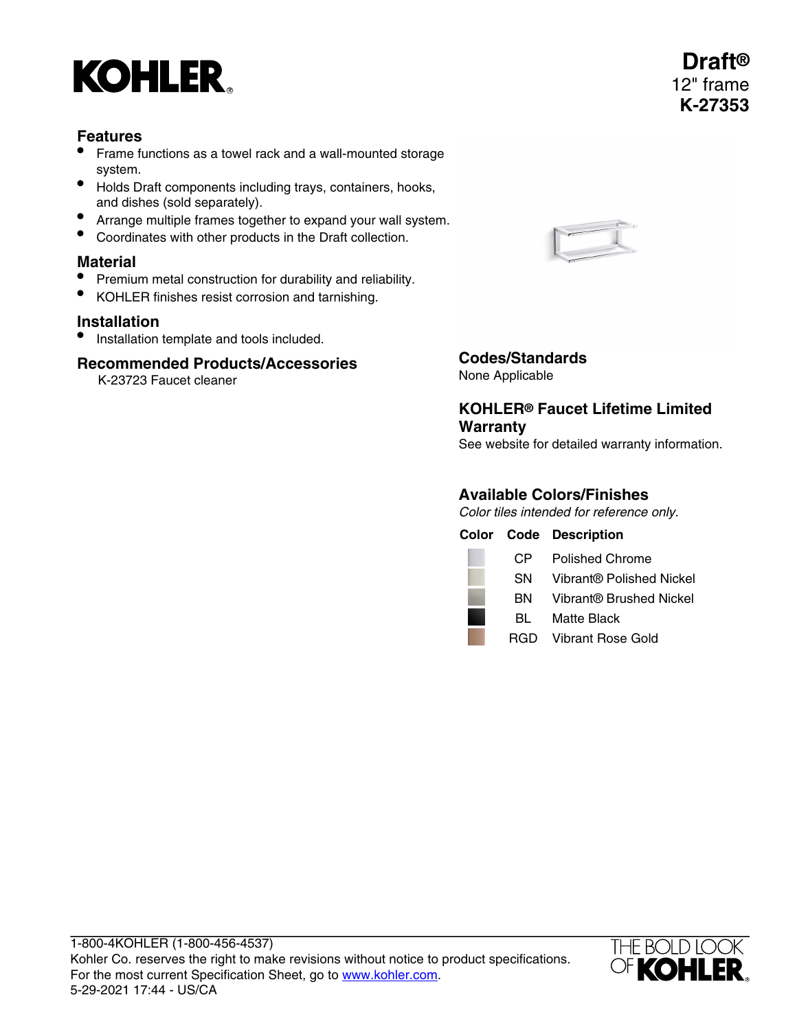KOHLER

# Draft®

12" frame

**K-27353**

## Features

- Frame functions as a towel rack and a wall-mounted storage system.
- Holds Draft components including trays, containers, hooks, and dishes (sold separately).
- Arrange multiple frames together to expand your wall system.
- Coordinates with other products in the Draft collection.

## Material

- Premium metal construction for durability and reliability.
- KOHLER finishes resist corrosion and tarnishing.

## Installation

- Installation template and tools included.

## Recommended Products/Accessories

K-23723 Faucet cleaner

## Codes/Standards

None Applicable

## KOHLER® Faucet Lifetime Limited Warranty

See website for detailed warranty information.

## Available Colors/Finishes

*Color tiles intended for reference only.*

| Color | Code | Description |
|---|---|---|
| | CP | Polished Chrome |
| | SN | Vibrant® Polished Nickel |
| | BN | Vibrant® Brushed Nickel |
| | BL | Matte Black |
| | RGD | Vibrant Rose Gold |

1-800-4KOHLER (1-800-456-4537)
Kohler Co. reserves the right to make revisions without notice to product specifications.
For the most current Specification Sheet, go to www.kohler.com.
5-29-2021 17:44 - US/CA

THE BOLD LOOK OF KOHLER.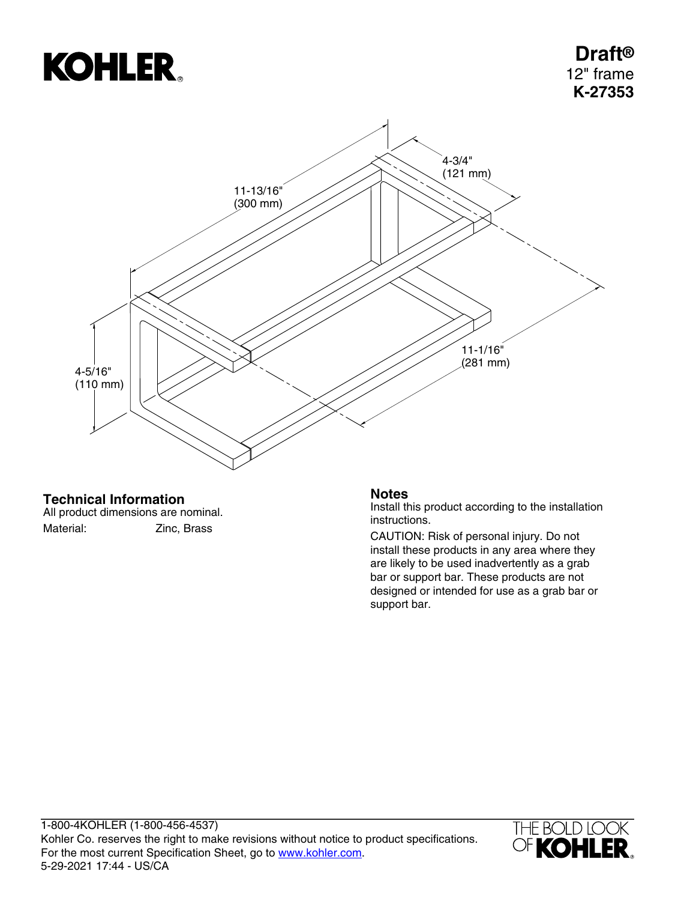# KOHLER

**Draft®**
12" frame
**K-27353**

11-13/16"
(300 mm)

4-3/4"
(121 mm)

4-5/16"
(110 mm)

11-1/16"
(281 mm)

## Technical Information

All product dimensions are nominal.

| | |
|---|---|
| Material: | Zinc, Brass |

## Notes

Install this product according to the installation instructions.

CAUTION: Risk of personal injury. Do not install these products in any area where they are likely to be used inadvertently as a grab bar or support bar. These products are not designed or intended for use as a grab bar or support bar.

1-800-4KOHLER (1-800-456-4537)
Kohler Co. reserves the right to make revisions without notice to product specifications.
For the most current Specification Sheet, go to www.kohler.com.
5-29-2021 17:44 - US/CA

THE BOLD LOOK OF KOHLER.